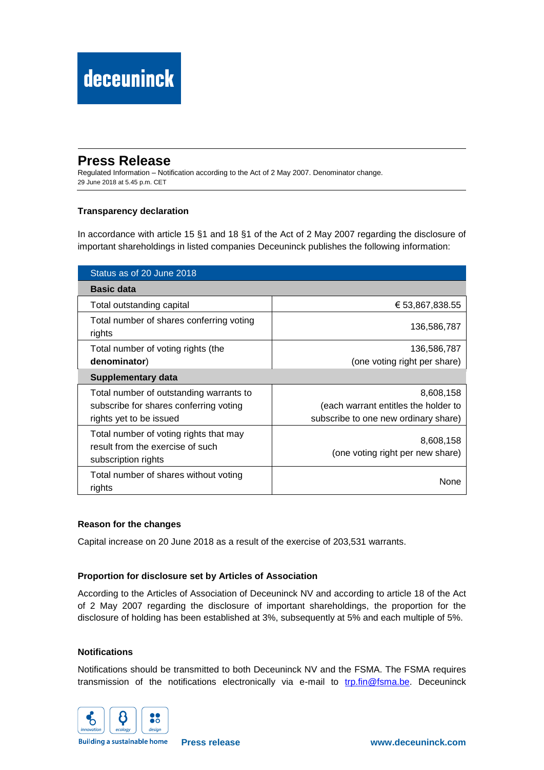# Press Release

Regulated Information – Notification according to the Act of 2 May 2007. Denominator change.
29 June 2018 at 5.45 p.m. CET

### Transparency declaration

In accordance with article 15 §1 and 18 §1 of the Act of 2 May 2007 regarding the disclosure of important shareholdings in listed companies Deceuninck publishes the following information:

| Status as of 20 June 2018 | |
|---|---|
| **Basic data** | |
| Total outstanding capital | € 53,867,838.55 |
| Total number of shares conferring voting rights | 136,586,787 |
| Total number of voting rights (the **denominator**) | 136,586,787 (one voting right per share) |
| **Supplementary data** | |
| Total number of outstanding warrants to subscribe for shares conferring voting rights yet to be issued | 8,608,158 (each warrant entitles the holder to subscribe to one new ordinary share) |
| Total number of voting rights that may result from the exercise of such subscription rights | 8,608,158 (one voting right per new share) |
| Total number of shares without voting rights | None |

### Reason for the changes

Capital increase on 20 June 2018 as a result of the exercise of 203,531 warrants.

### Proportion for disclosure set by Articles of Association

According to the Articles of Association of Deceuninck NV and according to article 18 of the Act of 2 May 2007 regarding the disclosure of important shareholdings, the proportion for the disclosure of holding has been established at 3%, subsequently at 5% and each multiple of 5%.

### Notifications

Notifications should be transmitted to both Deceuninck NV and the FSMA. The FSMA requires transmission of the notifications electronically via e-mail to trp.fin@fsma.be. Deceuninck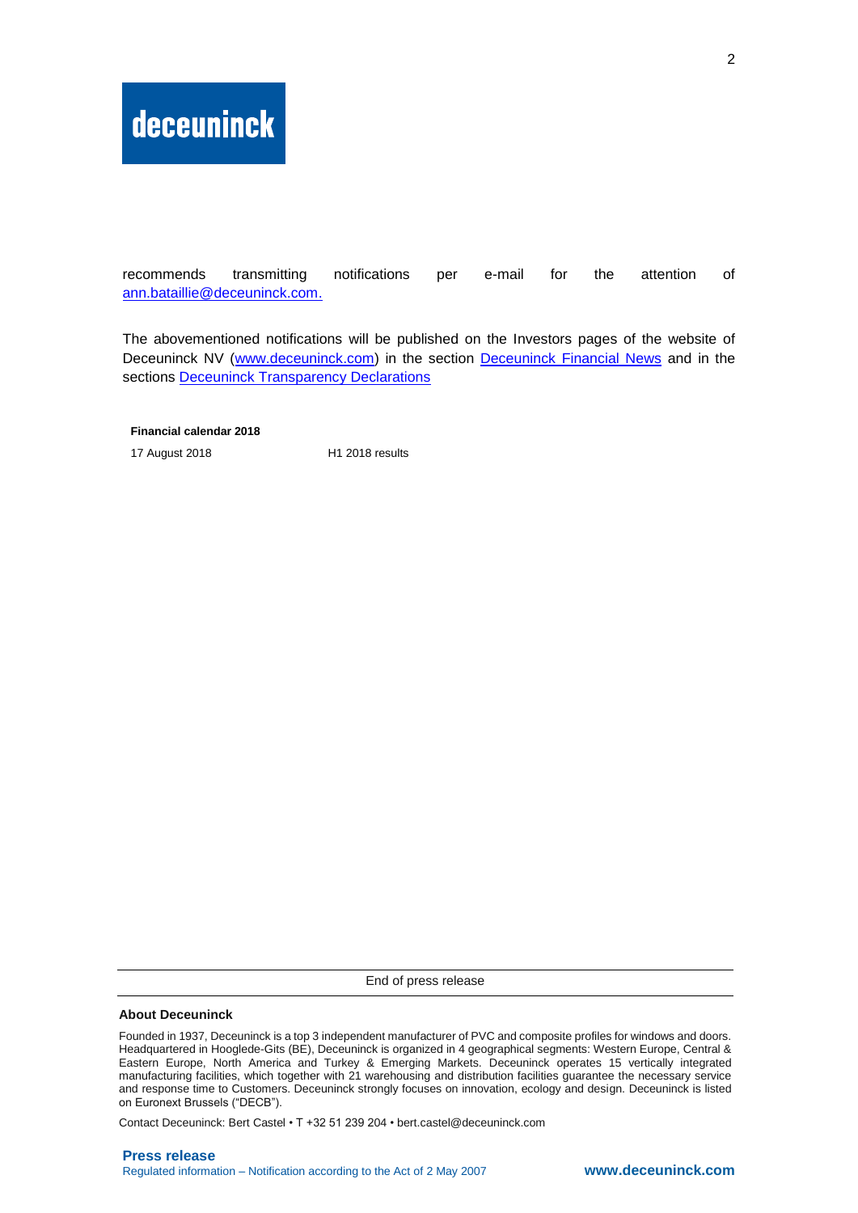recommends transmitting notifications per e-mail for the attention of ann.bataillie@deceuninck.com.

The abovementioned notifications will be published on the Investors pages of the website of Deceuninck NV (www.deceuninck.com) in the section Deceuninck Financial News and in the sections Deceuninck Transparency Declarations

**Financial calendar 2018**

| | |
|---|---|
| 17 August 2018 | H1 2018 results |

End of press release

**About Deceuninck**

Founded in 1937, Deceuninck is a top 3 independent manufacturer of PVC and composite profiles for windows and doors. Headquartered in Hooglede-Gits (BE), Deceuninck is organized in 4 geographical segments: Western Europe, Central & Eastern Europe, North America and Turkey & Emerging Markets. Deceuninck operates 15 vertically integrated manufacturing facilities, which together with 21 warehousing and distribution facilities guarantee the necessary service and response time to Customers. Deceuninck strongly focuses on innovation, ecology and design. Deceuninck is listed on Euronext Brussels ("DECB").

Contact Deceuninck: Bert Castel • T +32 51 239 204 • bert.castel@deceuninck.com

**Press release**

Regulated information – Notification according to the Act of 2 May 2007